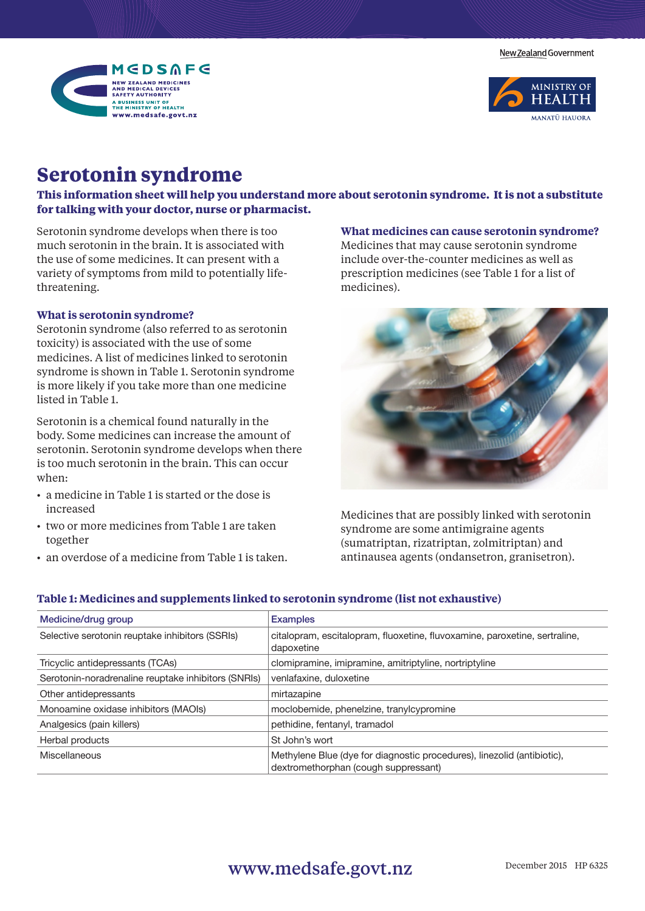# Serotonin syndrome

**This information sheet will help you understand more about serotonin syndrome. It is not a substitute for talking with your doctor, nurse or pharmacist.**

Serotonin syndrome develops when there is too much serotonin in the brain. It is associated with the use of some medicines. It can present with a variety of symptoms from mild to potentially life-threatening.

## What is serotonin syndrome?

Serotonin syndrome (also referred to as serotonin toxicity) is associated with the use of some medicines. A list of medicines linked to serotonin syndrome is shown in Table 1. Serotonin syndrome is more likely if you take more than one medicine listed in Table 1.

Serotonin is a chemical found naturally in the body. Some medicines can increase the amount of serotonin. Serotonin syndrome develops when there is too much serotonin in the brain. This can occur when:

- a medicine in Table 1 is started or the dose is increased
- two or more medicines from Table 1 are taken together
- an overdose of a medicine from Table 1 is taken.

## What medicines can cause serotonin syndrome?

Medicines that may cause serotonin syndrome include over-the-counter medicines as well as prescription medicines (see Table 1 for a list of medicines).

Medicines that are possibly linked with serotonin syndrome are some antimigraine agents (sumatriptan, rizatriptan, zolmitriptan) and antinausea agents (ondansetron, granisetron).

**Table 1: Medicines and supplements linked to serotonin syndrome (list not exhaustive)**

| Medicine/drug group | Examples |
| --- | --- |
| Selective serotonin reuptake inhibitors (SSRIs) | citalopram, escitalopram, fluoxetine, fluvoxamine, paroxetine, sertraline, dapoxetine |
| Tricyclic antidepressants (TCAs) | clomipramine, imipramine, amitriptyline, nortriptyline |
| Serotonin-noradrenaline reuptake inhibitors (SNRIs) | venlafaxine, duloxetine |
| Other antidepressants | mirtazapine |
| Monoamine oxidase inhibitors (MAOIs) | moclobemide, phenelzine, tranylcypromine |
| Analgesics (pain killers) | pethidine, fentanyl, tramadol |
| Herbal products | St John's wort |
| Miscellaneous | Methylene Blue (dye for diagnostic procedures), linezolid (antibiotic), dextromethorphan (cough suppressant) |

www.medsafe.govt.nz

December 2015 HP 6325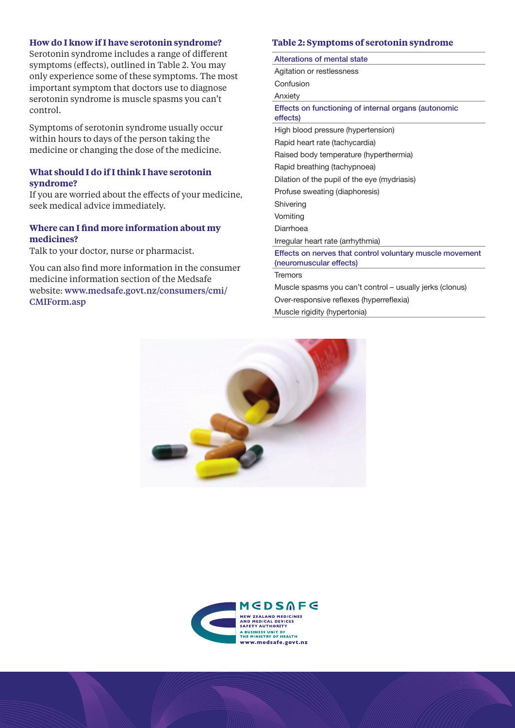### How do I know if I have serotonin syndrome?

Serotonin syndrome includes a range of different symptoms (effects), outlined in Table 2. You may only experience some of these symptoms. The most important symptom that doctors use to diagnose serotonin syndrome is muscle spasms you can't control.

Symptoms of serotonin syndrome usually occur within hours to days of the person taking the medicine or changing the dose of the medicine.

### What should I do if I think I have serotonin syndrome?

If you are worried about the effects of your medicine, seek medical advice immediately.

### Where can I find more information about my medicines?

Talk to your doctor, nurse or pharmacist.

You can also find more information in the consumer medicine information section of the Medsafe website: www.medsafe.govt.nz/consumers/cmi/CMIForm.asp

### Table 2: Symptoms of serotonin syndrome

| |
|---|
| **Alterations of mental state** |
| Agitation or restlessness |
| Confusion |
| Anxiety |
| **Effects on functioning of internal organs (autonomic effects)** |
| High blood pressure (hypertension) |
| Rapid heart rate (tachycardia) |
| Raised body temperature (hyperthermia) |
| Rapid breathing (tachypnoea) |
| Dilation of the pupil of the eye (mydriasis) |
| Profuse sweating (diaphoresis) |
| Shivering |
| Vomiting |
| Diarrhoea |
| Irregular heart rate (arrhythmia) |
| **Effects on nerves that control voluntary muscle movement (neuromuscular effects)** |
| Tremors |
| Muscle spasms you can't control – usually jerks (clonus) |
| Over-responsive reflexes (hyperreflexia) |
| Muscle rigidity (hypertonia) |

MEDSAFE
NEW ZEALAND MEDICINES AND MEDICAL DEVICES SAFETY AUTHORITY
A BUSINESS UNIT OF THE MINISTRY OF HEALTH
www.medsafe.govt.nz